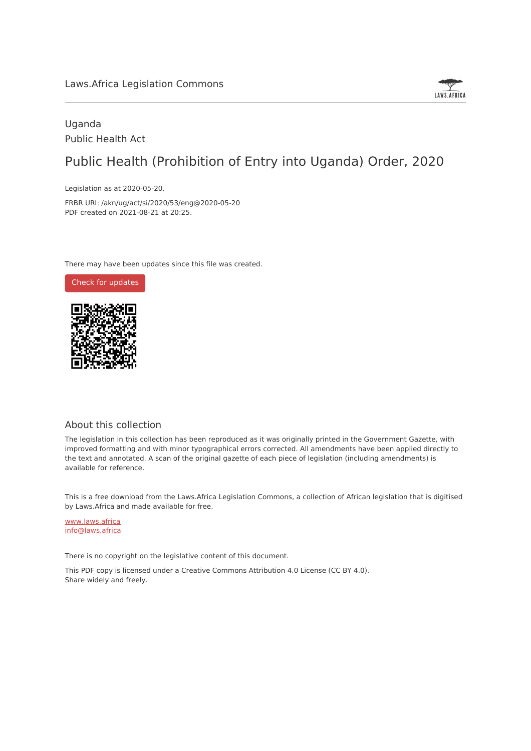Laws.Africa Legislation Commons

Uganda

Public Health Act

# Public Health (Prohibition of Entry into Uganda) Order, 2020

Legislation as at 2020-05-20.

FRBR URI: /akn/ug/act/si/2020/53/eng@2020-05-20

PDF created on 2021-08-21 at 20:25.

There may have been updates since this file was created.

Check for updates

## About this collection

The legislation in this collection has been reproduced as it was originally printed in the Government Gazette, with improved formatting and with minor typographical errors corrected. All amendments have been applied directly to the text and annotated. A scan of the original gazette of each piece of legislation (including amendments) is available for reference.

This is a free download from the Laws.Africa Legislation Commons, a collection of African legislation that is digitised by Laws.Africa and made available for free.

www.laws.africa

info@laws.africa

There is no copyright on the legislative content of this document.

This PDF copy is licensed under a Creative Commons Attribution 4.0 License (CC BY 4.0).
Share widely and freely.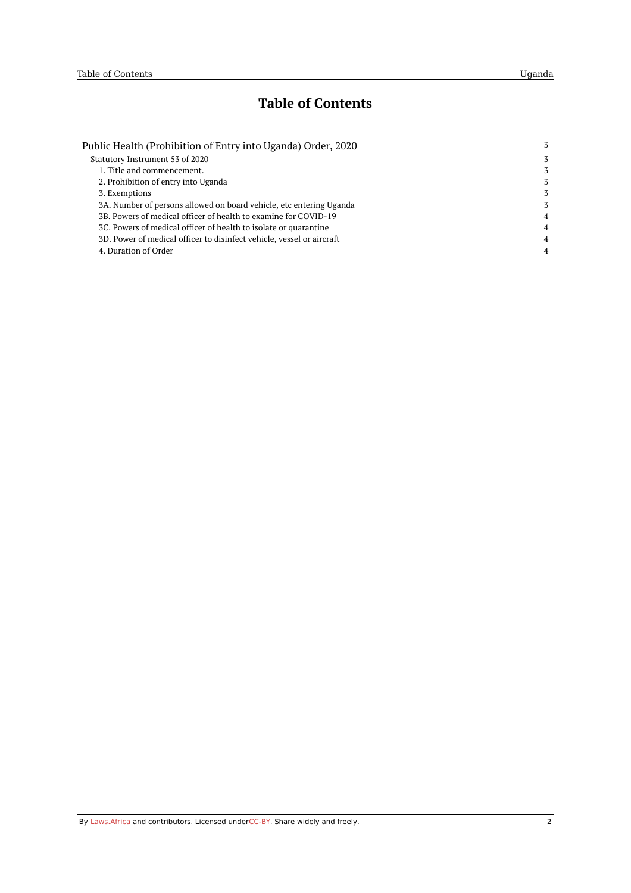# Table of Contents

- Public Health (Prohibition of Entry into Uganda) Order, 2020 — 3
  - Statutory Instrument 53 of 2020 — 3
    - 1. Title and commencement. — 3
    - 2. Prohibition of entry into Uganda — 3
    - 3. Exemptions — 3
    - 3A. Number of persons allowed on board vehicle, etc entering Uganda — 3
    - 3B. Powers of medical officer of health to examine for COVID-19 — 4
    - 3C. Powers of medical officer of health to isolate or quarantine — 4
    - 3D. Power of medical officer to disinfect vehicle, vessel or aircraft — 4
    - 4. Duration of Order — 4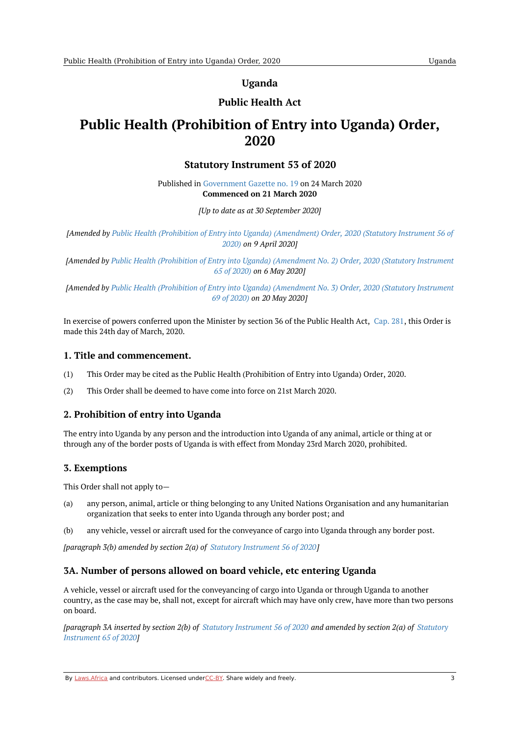# Uganda

## Public Health Act

# Public Health (Prohibition of Entry into Uganda) Order, 2020

### Statutory Instrument 53 of 2020

Published in Government Gazette no. 19 on 24 March 2020
**Commenced on 21 March 2020**

*[Up to date as at 30 September 2020]*

*[Amended by Public Health (Prohibition of Entry into Uganda) (Amendment) Order, 2020 (Statutory Instrument 56 of 2020) on 9 April 2020]*

*[Amended by Public Health (Prohibition of Entry into Uganda) (Amendment No. 2) Order, 2020 (Statutory Instrument 65 of 2020) on 6 May 2020]*

*[Amended by Public Health (Prohibition of Entry into Uganda) (Amendment No. 3) Order, 2020 (Statutory Instrument 69 of 2020) on 20 May 2020]*

In exercise of powers conferred upon the Minister by section 36 of the Public Health Act, Cap. 281, this Order is made this 24th day of March, 2020.

### 1. Title and commencement.

(1) This Order may be cited as the Public Health (Prohibition of Entry into Uganda) Order, 2020.

(2) This Order shall be deemed to have come into force on 21st March 2020.

### 2. Prohibition of entry into Uganda

The entry into Uganda by any person and the introduction into Uganda of any animal, article or thing at or through any of the border posts of Uganda is with effect from Monday 23rd March 2020, prohibited.

### 3. Exemptions

This Order shall not apply to—

(a) any person, animal, article or thing belonging to any United Nations Organisation and any humanitarian organization that seeks to enter into Uganda through any border post; and

(b) any vehicle, vessel or aircraft used for the conveyance of cargo into Uganda through any border post.

*[paragraph 3(b) amended by section 2(a) of Statutory Instrument 56 of 2020]*

### 3A. Number of persons allowed on board vehicle, etc entering Uganda

A vehicle, vessel or aircraft used for the conveyancing of cargo into Uganda or through Uganda to another country, as the case may be, shall not, except for aircraft which may have only crew, have more than two persons on board.

*[paragraph 3A inserted by section 2(b) of Statutory Instrument 56 of 2020 and amended by section 2(a) of Statutory Instrument 65 of 2020]*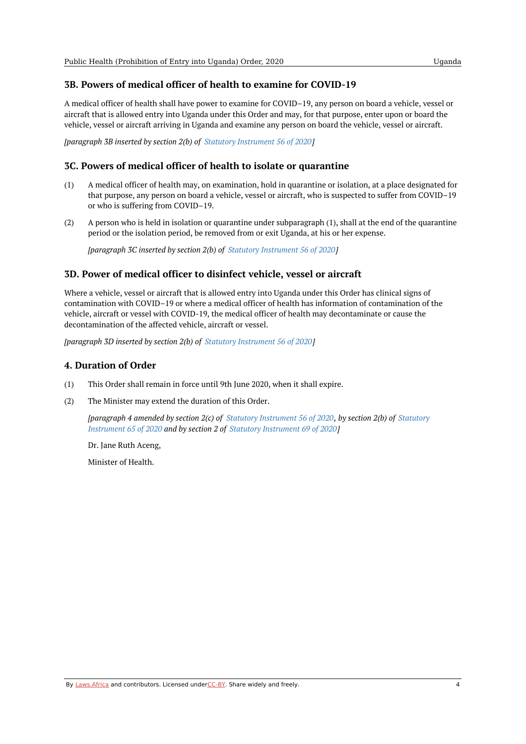## 3B. Powers of medical officer of health to examine for COVID-19

A medical officer of health shall have power to examine for COVID–19, any person on board a vehicle, vessel or aircraft that is allowed entry into Uganda under this Order and may, for that purpose, enter upon or board the vehicle, vessel or aircraft arriving in Uganda and examine any person on board the vehicle, vessel or aircraft.

*[paragraph 3B inserted by section 2(b) of Statutory Instrument 56 of 2020]*

## 3C. Powers of medical officer of health to isolate or quarantine

(1) A medical officer of health may, on examination, hold in quarantine or isolation, at a place designated for that purpose, any person on board a vehicle, vessel or aircraft, who is suspected to suffer from COVID–19 or who is suffering from COVID–19.

(2) A person who is held in isolation or quarantine under subparagraph (1), shall at the end of the quarantine period or the isolation period, be removed from or exit Uganda, at his or her expense.

*[paragraph 3C inserted by section 2(b) of Statutory Instrument 56 of 2020]*

## 3D. Power of medical officer to disinfect vehicle, vessel or aircraft

Where a vehicle, vessel or aircraft that is allowed entry into Uganda under this Order has clinical signs of contamination with COVID–19 or where a medical officer of health has information of contamination of the vehicle, aircraft or vessel with COVID-19, the medical officer of health may decontaminate or cause the decontamination of the affected vehicle, aircraft or vessel.

*[paragraph 3D inserted by section 2(b) of Statutory Instrument 56 of 2020]*

## 4. Duration of Order

(1) This Order shall remain in force until 9th June 2020, when it shall expire.

(2) The Minister may extend the duration of this Order.

*[paragraph 4 amended by section 2(c) of Statutory Instrument 56 of 2020, by section 2(b) of Statutory Instrument 65 of 2020 and by section 2 of Statutory Instrument 69 of 2020]*

Dr. Jane Ruth Aceng,

Minister of Health.